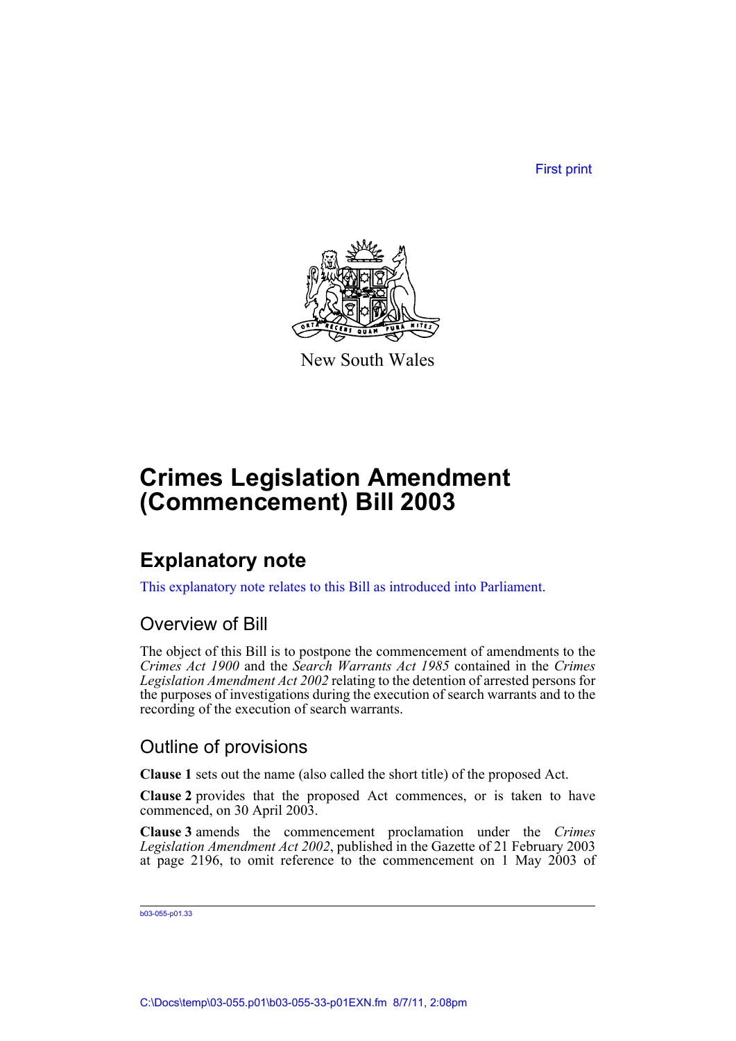First print

New South Wales

# Crimes Legislation Amendment (Commencement) Bill 2003

## Explanatory note

This explanatory note relates to this Bill as introduced into Parliament.

### Overview of Bill

The object of this Bill is to postpone the commencement of amendments to the *Crimes Act 1900* and the *Search Warrants Act 1985* contained in the *Crimes Legislation Amendment Act 2002* relating to the detention of arrested persons for the purposes of investigations during the execution of search warrants and to the recording of the execution of search warrants.

### Outline of provisions

**Clause 1** sets out the name (also called the short title) of the proposed Act.

**Clause 2** provides that the proposed Act commences, or is taken to have commenced, on 30 April 2003.

**Clause 3** amends the commencement proclamation under the *Crimes Legislation Amendment Act 2002*, published in the Gazette of 21 February 2003 at page 2196, to omit reference to the commencement on 1 May 2003 of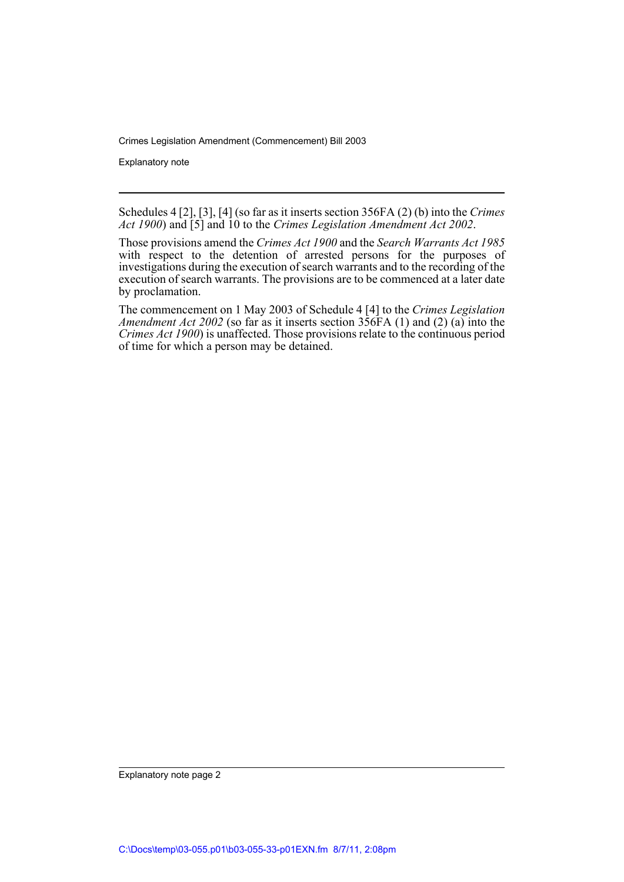Schedules 4 [2], [3], [4] (so far as it inserts section 356FA (2) (b) into the *Crimes Act 1900*) and [5] and 10 to the *Crimes Legislation Amendment Act 2002*.

Those provisions amend the *Crimes Act 1900* and the *Search Warrants Act 1985* with respect to the detention of arrested persons for the purposes of investigations during the execution of search warrants and to the recording of the execution of search warrants. The provisions are to be commenced at a later date by proclamation.

The commencement on 1 May 2003 of Schedule 4 [4] to the *Crimes Legislation Amendment Act 2002* (so far as it inserts section 356FA (1) and (2) (a) into the *Crimes Act 1900*) is unaffected. Those provisions relate to the continuous period of time for which a person may be detained.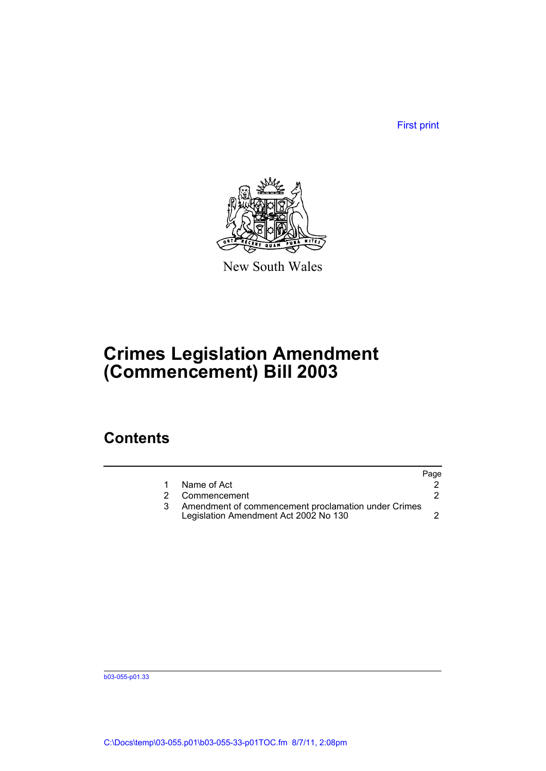First print

New South Wales

# Crimes Legislation Amendment (Commencement) Bill 2003

## Contents

| | | Page |
|---|---|---|
| 1 | Name of Act | 2 |
| 2 | Commencement | 2 |
| 3 | Amendment of commencement proclamation under Crimes Legislation Amendment Act 2002 No 130 | 2 |

b03-055-p01.33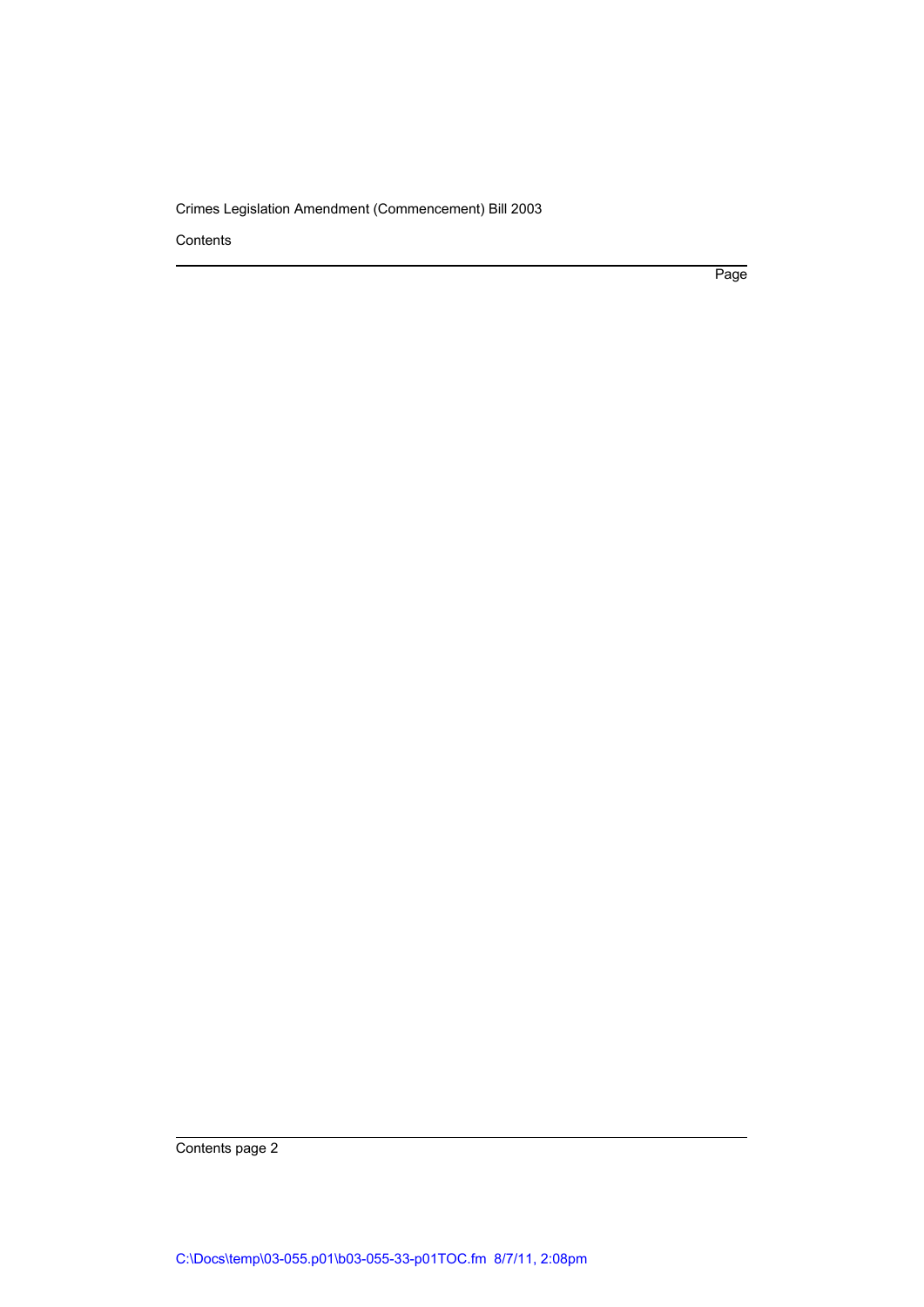Contents

Page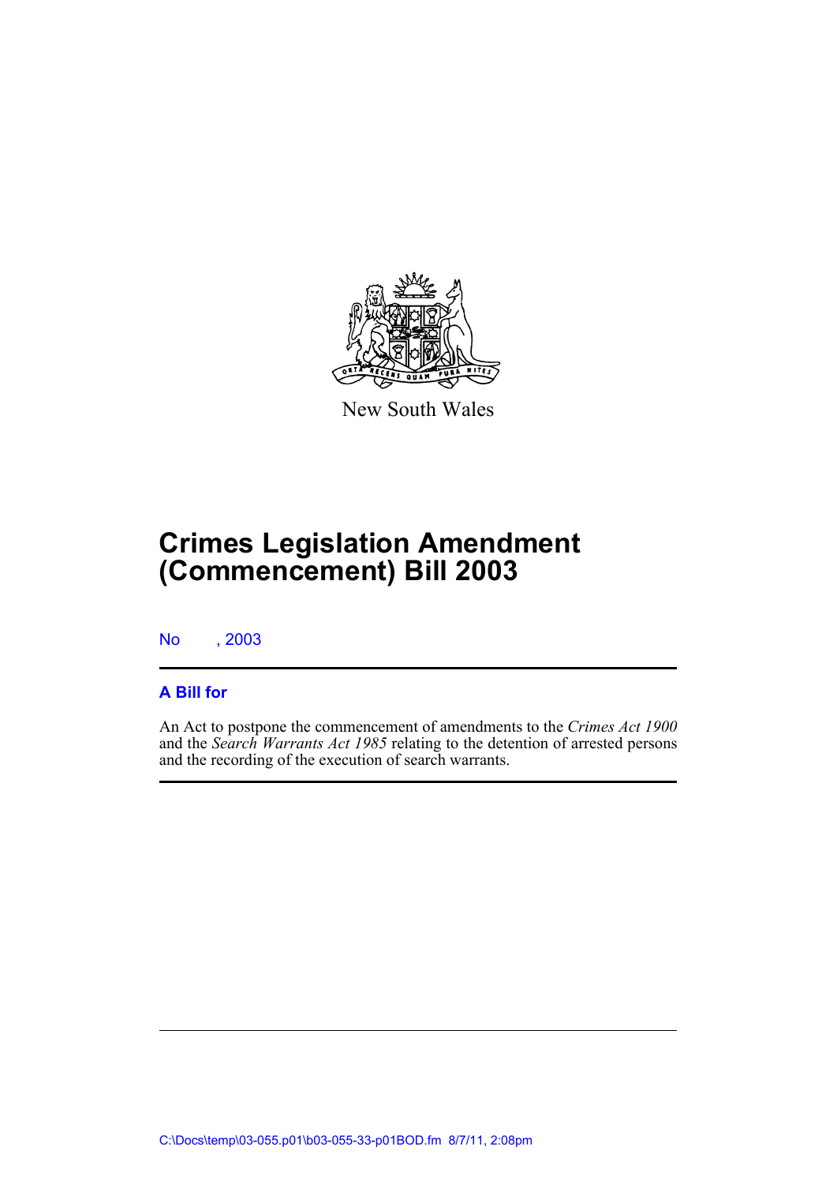New South Wales

# Crimes Legislation Amendment (Commencement) Bill 2003

No , 2003

## A Bill for

An Act to postpone the commencement of amendments to the *Crimes Act 1900* and the *Search Warrants Act 1985* relating to the detention of arrested persons and the recording of the execution of search warrants.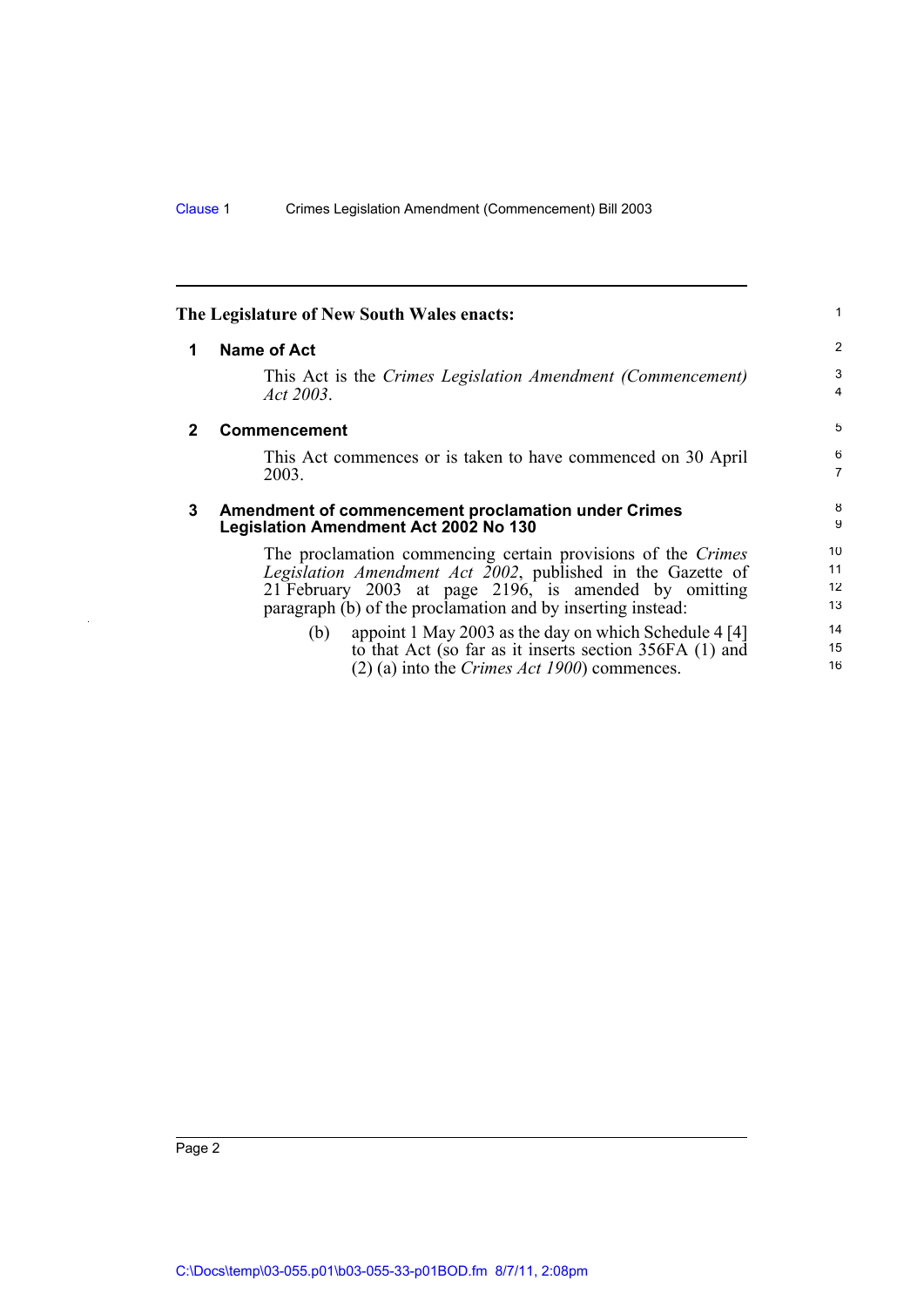**The Legislature of New South Wales enacts:**

## 1 Name of Act

This Act is the *Crimes Legislation Amendment (Commencement) Act 2003*.

## 2 Commencement

This Act commences or is taken to have commenced on 30 April 2003.

## 3 Amendment of commencement proclamation under Crimes Legislation Amendment Act 2002 No 130

The proclamation commencing certain provisions of the *Crimes Legislation Amendment Act 2002*, published in the Gazette of 21 February 2003 at page 2196, is amended by omitting paragraph (b) of the proclamation and by inserting instead:

(b) appoint 1 May 2003 as the day on which Schedule 4 [4] to that Act (so far as it inserts section 356FA (1) and (2) (a) into the *Crimes Act 1900*) commences.